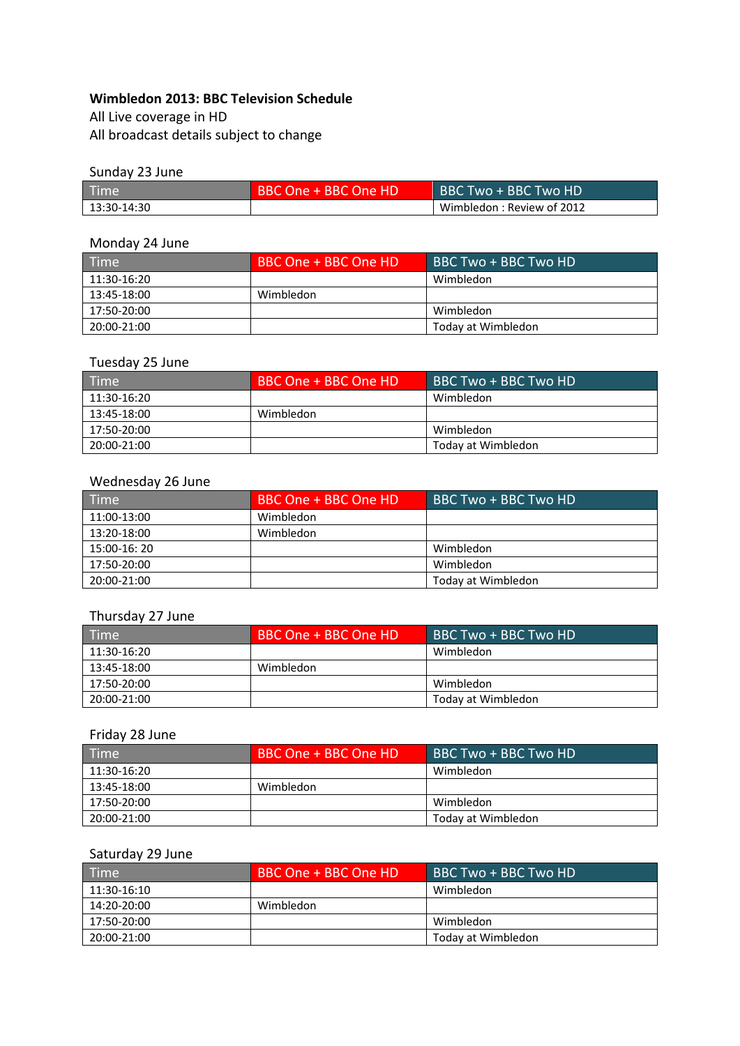**Wimbledon 2013: BBC Television Schedule**

All Live coverage in HD

All broadcast details subject to change

Sunday 23 June

| Time | BBC One + BBC One HD | BBC Two + BBC Two HD |
|---|---|---|
| 13:30-14:30 | | Wimbledon : Review of 2012 |

Monday 24 June

| Time | BBC One + BBC One HD | BBC Two + BBC Two HD |
|---|---|---|
| 11:30-16:20 | | Wimbledon |
| 13:45-18:00 | Wimbledon | |
| 17:50-20:00 | | Wimbledon |
| 20:00-21:00 | | Today at Wimbledon |

Tuesday 25 June

| Time | BBC One + BBC One HD | BBC Two + BBC Two HD |
|---|---|---|
| 11:30-16:20 | | Wimbledon |
| 13:45-18:00 | Wimbledon | |
| 17:50-20:00 | | Wimbledon |
| 20:00-21:00 | | Today at Wimbledon |

Wednesday 26 June

| Time | BBC One + BBC One HD | BBC Two + BBC Two HD |
|---|---|---|
| 11:00-13:00 | Wimbledon | |
| 13:20-18:00 | Wimbledon | |
| 15:00-16: 20 | | Wimbledon |
| 17:50-20:00 | | Wimbledon |
| 20:00-21:00 | | Today at Wimbledon |

Thursday 27 June

| Time | BBC One + BBC One HD | BBC Two + BBC Two HD |
|---|---|---|
| 11:30-16:20 | | Wimbledon |
| 13:45-18:00 | Wimbledon | |
| 17:50-20:00 | | Wimbledon |
| 20:00-21:00 | | Today at Wimbledon |

Friday 28 June

| Time | BBC One + BBC One HD | BBC Two + BBC Two HD |
|---|---|---|
| 11:30-16:20 | | Wimbledon |
| 13:45-18:00 | Wimbledon | |
| 17:50-20:00 | | Wimbledon |
| 20:00-21:00 | | Today at Wimbledon |

Saturday 29 June

| Time | BBC One + BBC One HD | BBC Two + BBC Two HD |
|---|---|---|
| 11:30-16:10 | | Wimbledon |
| 14:20-20:00 | Wimbledon | |
| 17:50-20:00 | | Wimbledon |
| 20:00-21:00 | | Today at Wimbledon |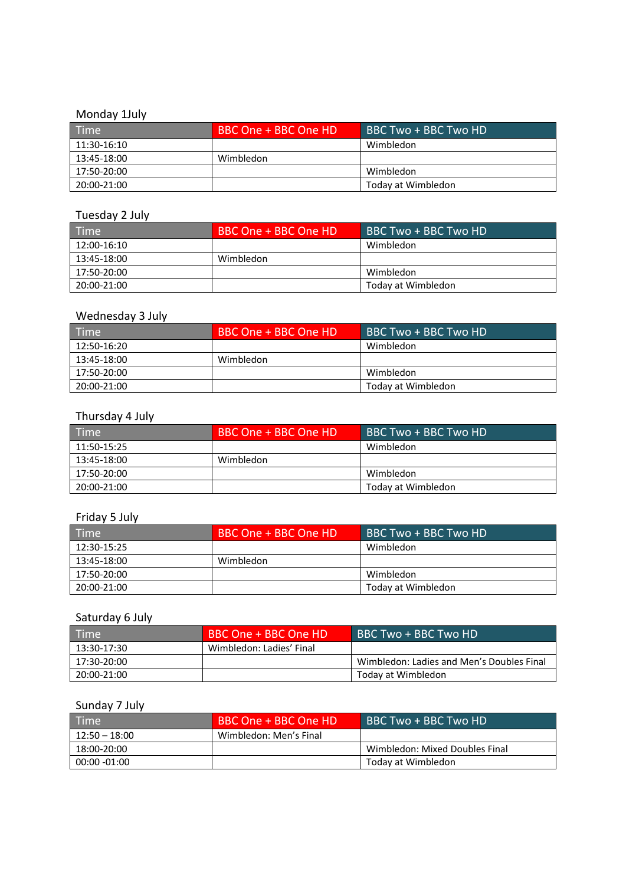Monday 1July

| Time | BBC One + BBC One HD | BBC Two + BBC Two HD |
|---|---|---|
| 11:30-16:10 | | Wimbledon |
| 13:45-18:00 | Wimbledon | |
| 17:50-20:00 | | Wimbledon |
| 20:00-21:00 | | Today at Wimbledon |

Tuesday 2 July

| Time | BBC One + BBC One HD | BBC Two + BBC Two HD |
|---|---|---|
| 12:00-16:10 | | Wimbledon |
| 13:45-18:00 | Wimbledon | |
| 17:50-20:00 | | Wimbledon |
| 20:00-21:00 | | Today at Wimbledon |

Wednesday 3 July

| Time | BBC One + BBC One HD | BBC Two + BBC Two HD |
|---|---|---|
| 12:50-16:20 | | Wimbledon |
| 13:45-18:00 | Wimbledon | |
| 17:50-20:00 | | Wimbledon |
| 20:00-21:00 | | Today at Wimbledon |

Thursday 4 July

| Time | BBC One + BBC One HD | BBC Two + BBC Two HD |
|---|---|---|
| 11:50-15:25 | | Wimbledon |
| 13:45-18:00 | Wimbledon | |
| 17:50-20:00 | | Wimbledon |
| 20:00-21:00 | | Today at Wimbledon |

Friday 5 July

| Time | BBC One + BBC One HD | BBC Two + BBC Two HD |
|---|---|---|
| 12:30-15:25 | | Wimbledon |
| 13:45-18:00 | Wimbledon | |
| 17:50-20:00 | | Wimbledon |
| 20:00-21:00 | | Today at Wimbledon |

Saturday 6 July

| Time | BBC One + BBC One HD | BBC Two + BBC Two HD |
|---|---|---|
| 13:30-17:30 | Wimbledon: Ladies' Final | |
| 17:30-20:00 | | Wimbledon: Ladies and Men's Doubles Final |
| 20:00-21:00 | | Today at Wimbledon |

Sunday 7 July

| Time | BBC One + BBC One HD | BBC Two + BBC Two HD |
|---|---|---|
| 12:50 – 18:00 | Wimbledon: Men's Final | |
| 18:00-20:00 | | Wimbledon: Mixed Doubles Final |
| 00:00 -01:00 | | Today at Wimbledon |